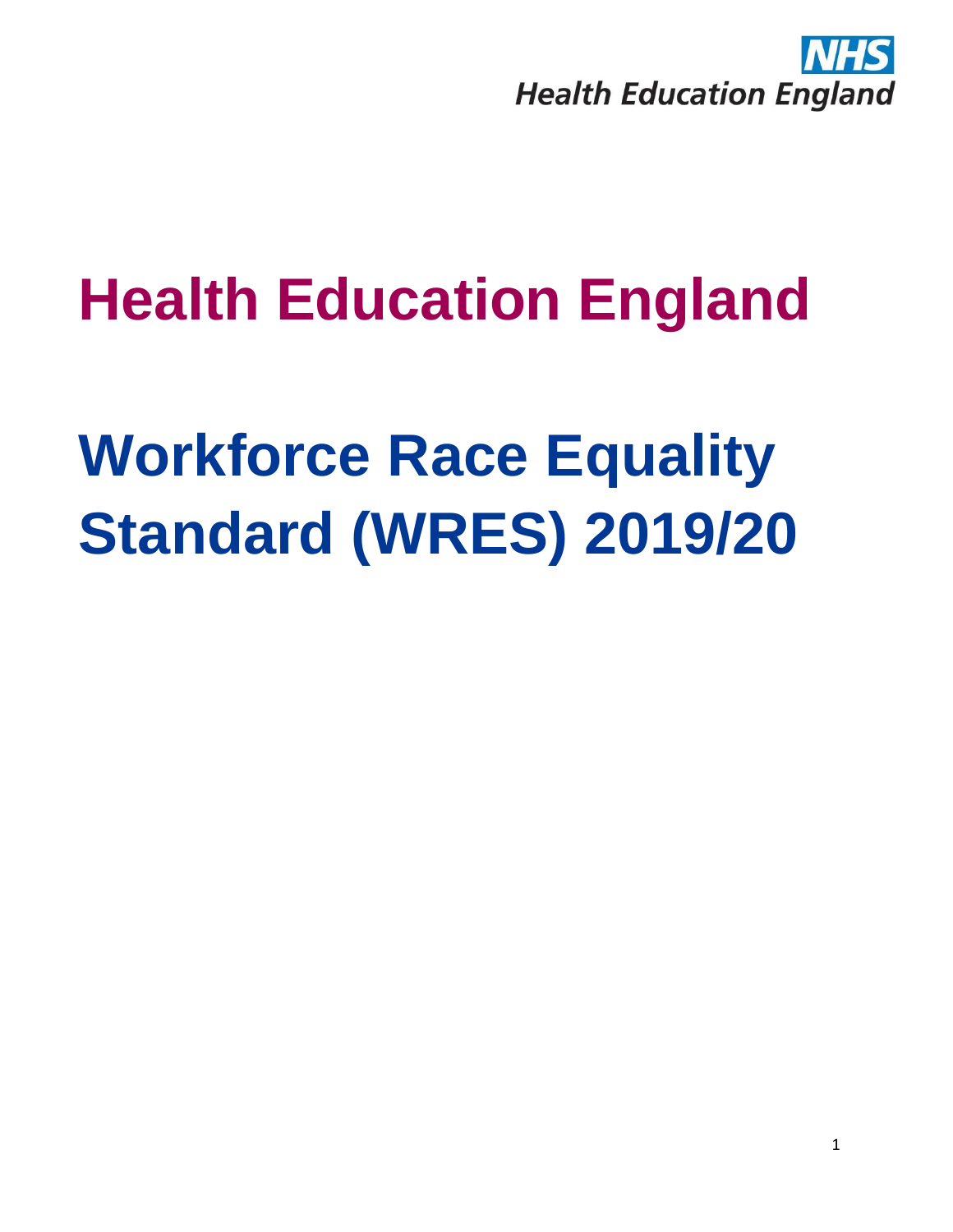# Health Education England

# Workforce Race Equality Standard (WRES) 2019/20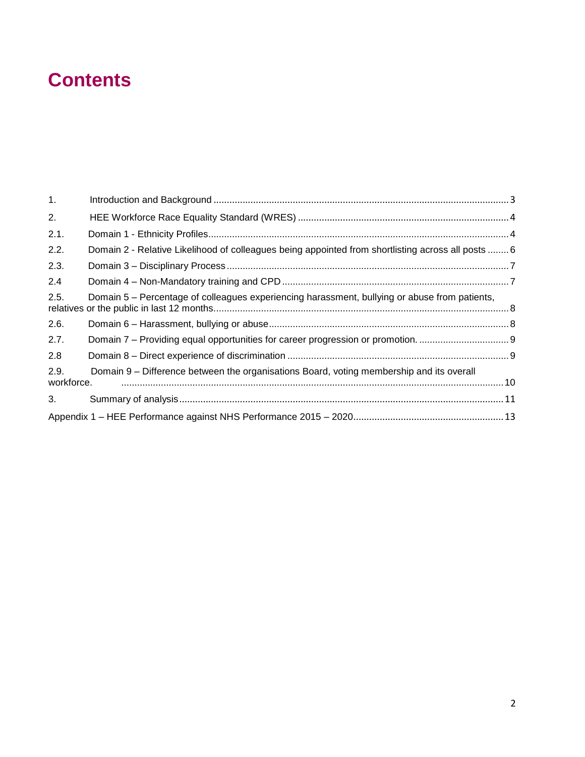# Contents

1. Introduction and Background ..... 3
2. HEE Workforce Race Equality Standard (WRES) ..... 4
2.1. Domain 1 - Ethnicity Profiles ..... 4
2.2. Domain 2 - Relative Likelihood of colleagues being appointed from shortlisting across all posts ..... 6
2.3. Domain 3 – Disciplinary Process ..... 7
2.4 Domain 4 – Non-Mandatory training and CPD ..... 7
2.5. Domain 5 – Percentage of colleagues experiencing harassment, bullying or abuse from patients, relatives or the public in last 12 months. ..... 8
2.6. Domain 6 – Harassment, bullying or abuse ..... 8
2.7. Domain 7 – Providing equal opportunities for career progression or promotion. ..... 9
2.8 Domain 8 – Direct experience of discrimination ..... 9
2.9. Domain 9 – Difference between the organisations Board, voting membership and its overall workforce. ..... 10
3. Summary of analysis ..... 11

Appendix 1 – HEE Performance against NHS Performance 2015 – 2020 ..... 13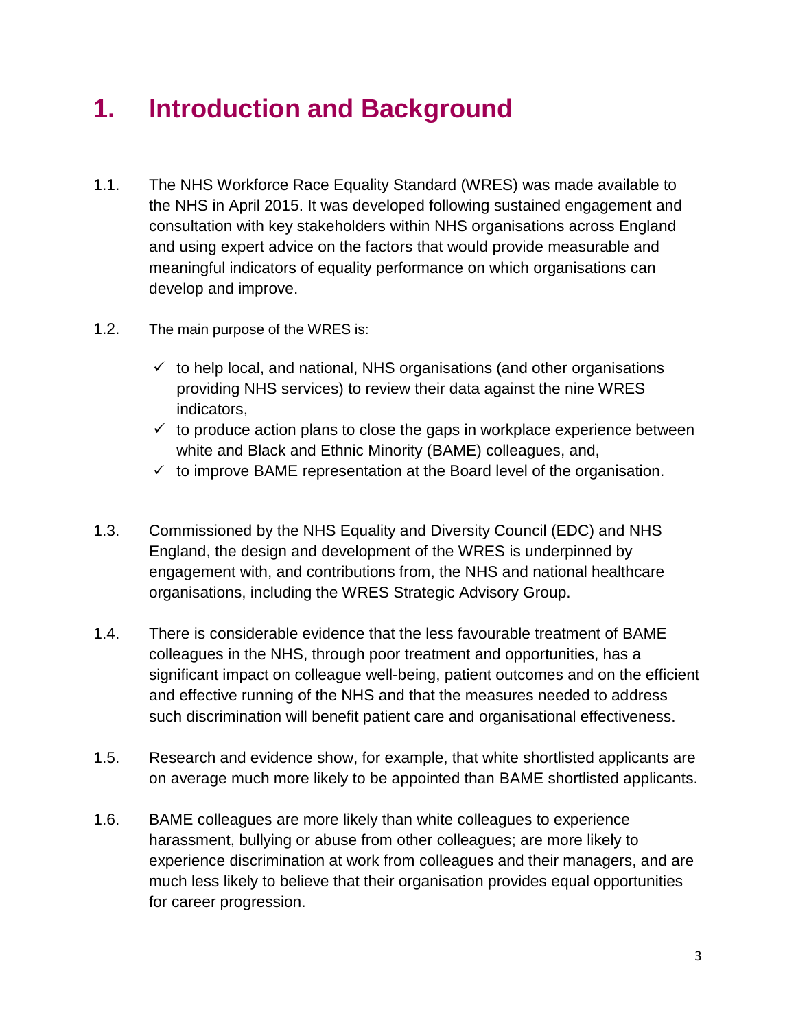# 1. Introduction and Background

1.1. The NHS Workforce Race Equality Standard (WRES) was made available to the NHS in April 2015. It was developed following sustained engagement and consultation with key stakeholders within NHS organisations across England and using expert advice on the factors that would provide measurable and meaningful indicators of equality performance on which organisations can develop and improve.

1.2. The main purpose of the WRES is:

- ✓ to help local, and national, NHS organisations (and other organisations providing NHS services) to review their data against the nine WRES indicators,
- ✓ to produce action plans to close the gaps in workplace experience between white and Black and Ethnic Minority (BAME) colleagues, and,
- ✓ to improve BAME representation at the Board level of the organisation.

1.3. Commissioned by the NHS Equality and Diversity Council (EDC) and NHS England, the design and development of the WRES is underpinned by engagement with, and contributions from, the NHS and national healthcare organisations, including the WRES Strategic Advisory Group.

1.4. There is considerable evidence that the less favourable treatment of BAME colleagues in the NHS, through poor treatment and opportunities, has a significant impact on colleague well-being, patient outcomes and on the efficient and effective running of the NHS and that the measures needed to address such discrimination will benefit patient care and organisational effectiveness.

1.5. Research and evidence show, for example, that white shortlisted applicants are on average much more likely to be appointed than BAME shortlisted applicants.

1.6. BAME colleagues are more likely than white colleagues to experience harassment, bullying or abuse from other colleagues; are more likely to experience discrimination at work from colleagues and their managers, and are much less likely to believe that their organisation provides equal opportunities for career progression.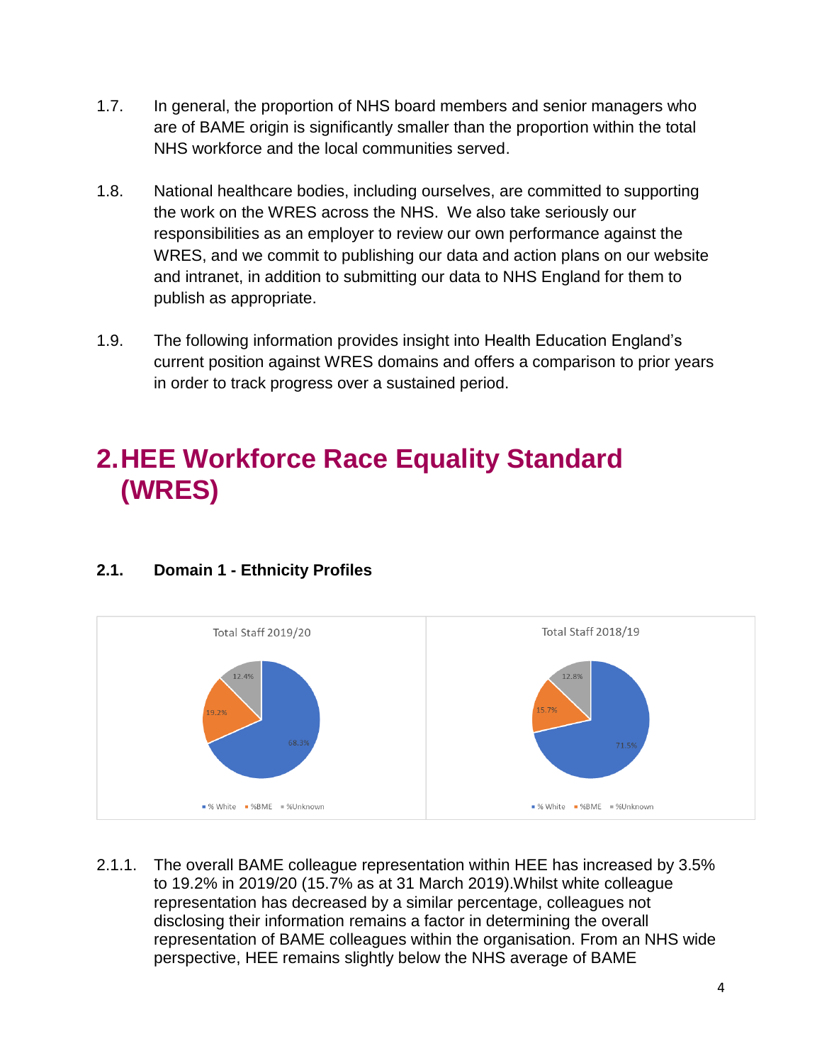1.7. In general, the proportion of NHS board members and senior managers who are of BAME origin is significantly smaller than the proportion within the total NHS workforce and the local communities served.

1.8. National healthcare bodies, including ourselves, are committed to supporting the work on the WRES across the NHS. We also take seriously our responsibilities as an employer to review our own performance against the WRES, and we commit to publishing our data and action plans on our website and intranet, in addition to submitting our data to NHS England for them to publish as appropriate.

1.9. The following information provides insight into Health Education England's current position against WRES domains and offers a comparison to prior years in order to track progress over a sustained period.

# 2. HEE Workforce Race Equality Standard (WRES)

### 2.1. Domain 1 - Ethnicity Profiles

Total Staff 2019/20

- % White: 68.3%
- %BME: 19.2%
- %Unknown: 12.4%

Total Staff 2018/19

- % White: 71.5%
- %BME: 15.7%
- %Unknown: 12.8%

2.1.1. The overall BAME colleague representation within HEE has increased by 3.5% to 19.2% in 2019/20 (15.7% as at 31 March 2019).Whilst white colleague representation has decreased by a similar percentage, colleagues not disclosing their information remains a factor in determining the overall representation of BAME colleagues within the organisation. From an NHS wide perspective, HEE remains slightly below the NHS average of BAME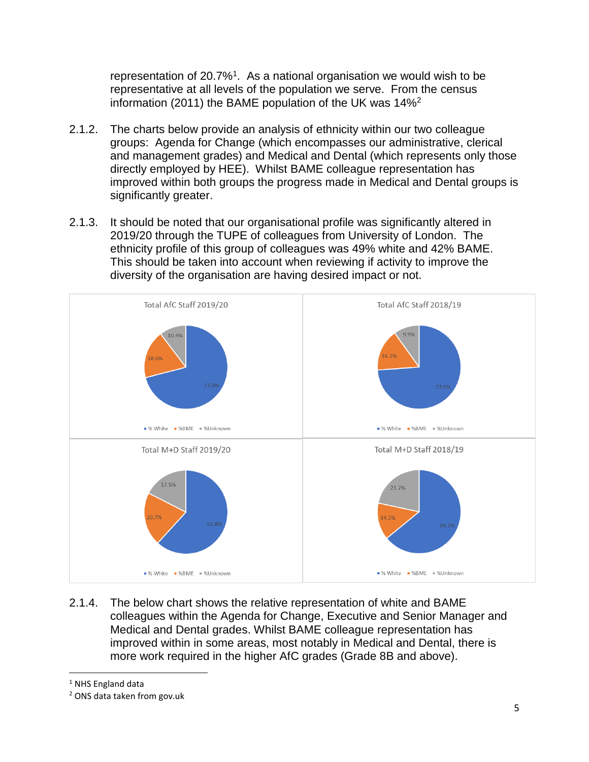representation of 20.7%[1]. As a national organisation we would wish to be representative at all levels of the population we serve. From the census information (2011) the BAME population of the UK was 14%[2]

2.1.2. The charts below provide an analysis of ethnicity within our two colleague groups: Agenda for Change (which encompasses our administrative, clerical and management grades) and Medical and Dental (which represents only those directly employed by HEE). Whilst BAME colleague representation has improved within both groups the progress made in Medical and Dental groups is significantly greater.

2.1.3. It should be noted that our organisational profile was significantly altered in 2019/20 through the TUPE of colleagues from University of London. The ethnicity profile of this group of colleagues was 49% white and 42% BAME. This should be taken into account when reviewing if activity to improve the diversity of the organisation are having desired impact or not.

**Total AfC Staff 2019/20**

| % White | %BME | %Unknown |
|---|---|---|
| 71.0% | 18.6% | 10.4% |

**Total AfC Staff 2018/19**

| % White | %BME | %Unknown |
|---|---|---|
| 73.9% | 16.2% | 9.9% |

**Total M+D Staff 2019/20**

| % White | %BME | %Unknown |
|---|---|---|
| 61.8% | 20.7% | 17.5% |

**Total M+D Staff 2018/19**

| % White | %BME | %Unknown |
|---|---|---|
| 64.1% | 14.2% | 21.7% |

2.1.4. The below chart shows the relative representation of white and BAME colleagues within the Agenda for Change, Executive and Senior Manager and Medical and Dental grades. Whilst BAME colleague representation has improved within in some areas, most notably in Medical and Dental, there is more work required in the higher AfC grades (Grade 8B and above).

---

[1] NHS England data

[2] ONS data taken from gov.uk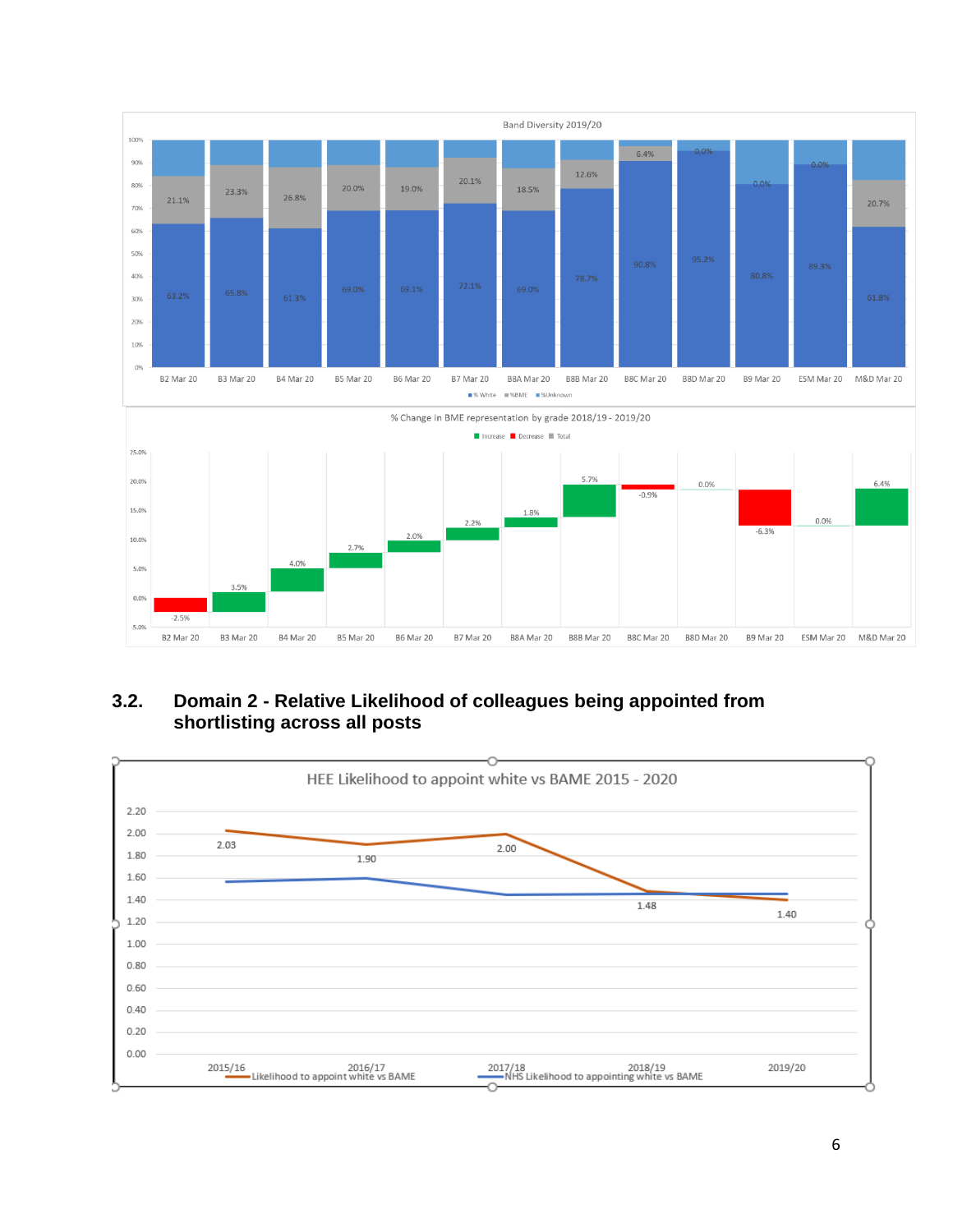**Band Diversity 2019/20**

| Band | % White | %BME |
| --- | --- | --- |
| B2 Mar 20 | 63.2% | 21.1% |
| B3 Mar 20 | 65.8% | 23.3% |
| B4 Mar 20 | 61.3% | 26.8% |
| B5 Mar 20 | 69.0% | 20.0% |
| B6 Mar 20 | 69.1% | 19.0% |
| B7 Mar 20 | 72.1% | 20.1% |
| B8A Mar 20 | 69.0% | 18.5% |
| B8B Mar 20 | 78.7% | 12.6% |
| B8C Mar 20 | 90.8% | 6.4% |
| B8D Mar 20 | 95.2% | 0.0% |
| B9 Mar 20 | 80.8% | 0.0% |
| ESM Mar 20 | 89.3% | 0.0% |
| M&D Mar 20 | 61.8% | 20.7% |

**% Change in BME representation by grade 2018/19 - 2019/20**

| Band | Change |
| --- | --- |
| B2 Mar 20 | -2.5% |
| B3 Mar 20 | 3.5% |
| B4 Mar 20 | 4.0% |
| B5 Mar 20 | 2.7% |
| B6 Mar 20 | 2.0% |
| B7 Mar 20 | 2.2% |
| B8A Mar 20 | 1.8% |
| B8B Mar 20 | 5.7% |
| B8C Mar 20 | -0.9% |
| B8D Mar 20 | 0.0% |
| B9 Mar 20 | -6.3% |
| ESM Mar 20 | 0.0% |
| M&D Mar 20 | 6.4% |

## 3.2. Domain 2 - Relative Likelihood of colleagues being appointed from shortlisting across all posts

**HEE Likelihood to appoint white vs BAME 2015 - 2020**

| Year | Likelihood to appoint white vs BAME |
| --- | --- |
| 2015/16 | 2.03 |
| 2016/17 | 1.90 |
| 2017/18 | 2.00 |
| 2018/19 | 1.48 |
| 2019/20 | 1.40 |

Series: Likelihood to appoint white vs BAME; NHS Likelihood to appointing white vs BAME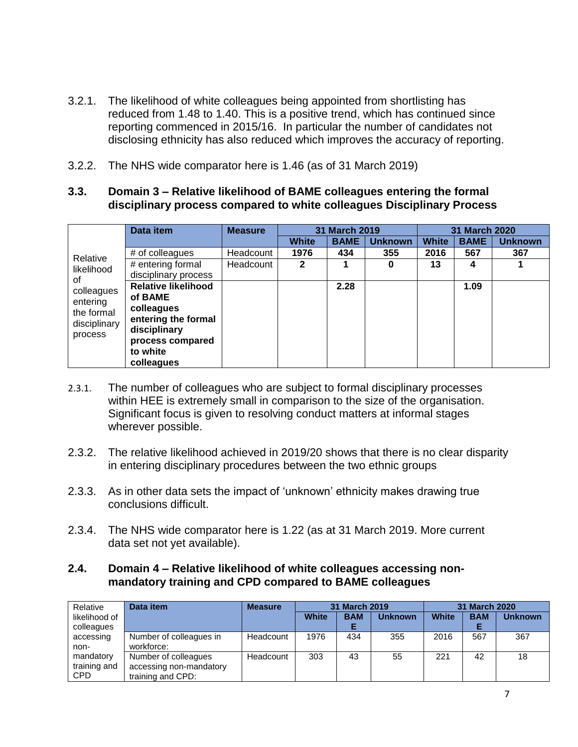3.2.1. The likelihood of white colleagues being appointed from shortlisting has reduced from 1.48 to 1.40. This is a positive trend, which has continued since reporting commenced in 2015/16. In particular the number of candidates not disclosing ethnicity has also reduced which improves the accuracy of reporting.

3.2.2. The NHS wide comparator here is 1.46 (as of 31 March 2019)

### 3.3. Domain 3 – Relative likelihood of BAME colleagues entering the formal disciplinary process compared to white colleagues Disciplinary Process

| | Data item | Measure | 31 March 2019 | | | 31 March 2020 | | |
|---|---|---|---|---|---|---|---|---|
| | | | **White** | **BAME** | **Unknown** | **White** | **BAME** | **Unknown** |
| Relative likelihood of colleagues entering the formal disciplinary process | # of colleagues | Headcount | **1976** | **434** | **355** | **2016** | **567** | **367** |
| | # entering formal disciplinary process | Headcount | **2** | **1** | **0** | **13** | **4** | **1** |
| | **Relative likelihood of BAME colleagues entering the formal disciplinary process compared to white colleagues** | | | **2.28** | | | **1.09** | |

2.3.1. The number of colleagues who are subject to formal disciplinary processes within HEE is extremely small in comparison to the size of the organisation. Significant focus is given to resolving conduct matters at informal stages wherever possible.

2.3.2. The relative likelihood achieved in 2019/20 shows that there is no clear disparity in entering disciplinary procedures between the two ethnic groups

2.3.3. As in other data sets the impact of 'unknown' ethnicity makes drawing true conclusions difficult.

2.3.4. The NHS wide comparator here is 1.22 (as at 31 March 2019. More current data set not yet available).

### 2.4. Domain 4 – Relative likelihood of white colleagues accessing non-mandatory training and CPD compared to BAME colleagues

| | Data item | Measure | 31 March 2019 | | | 31 March 2020 | | |
|---|---|---|---|---|---|---|---|---|
| | | | **White** | **BAME** | **Unknown** | **White** | **BAME** | **Unknown** |
| Relative likelihood of colleagues accessing non-mandatory training and CPD | Number of colleagues in workforce: | Headcount | 1976 | 434 | 355 | 2016 | 567 | 367 |
| | Number of colleagues accessing non-mandatory training and CPD: | Headcount | 303 | 43 | 55 | 221 | 42 | 18 |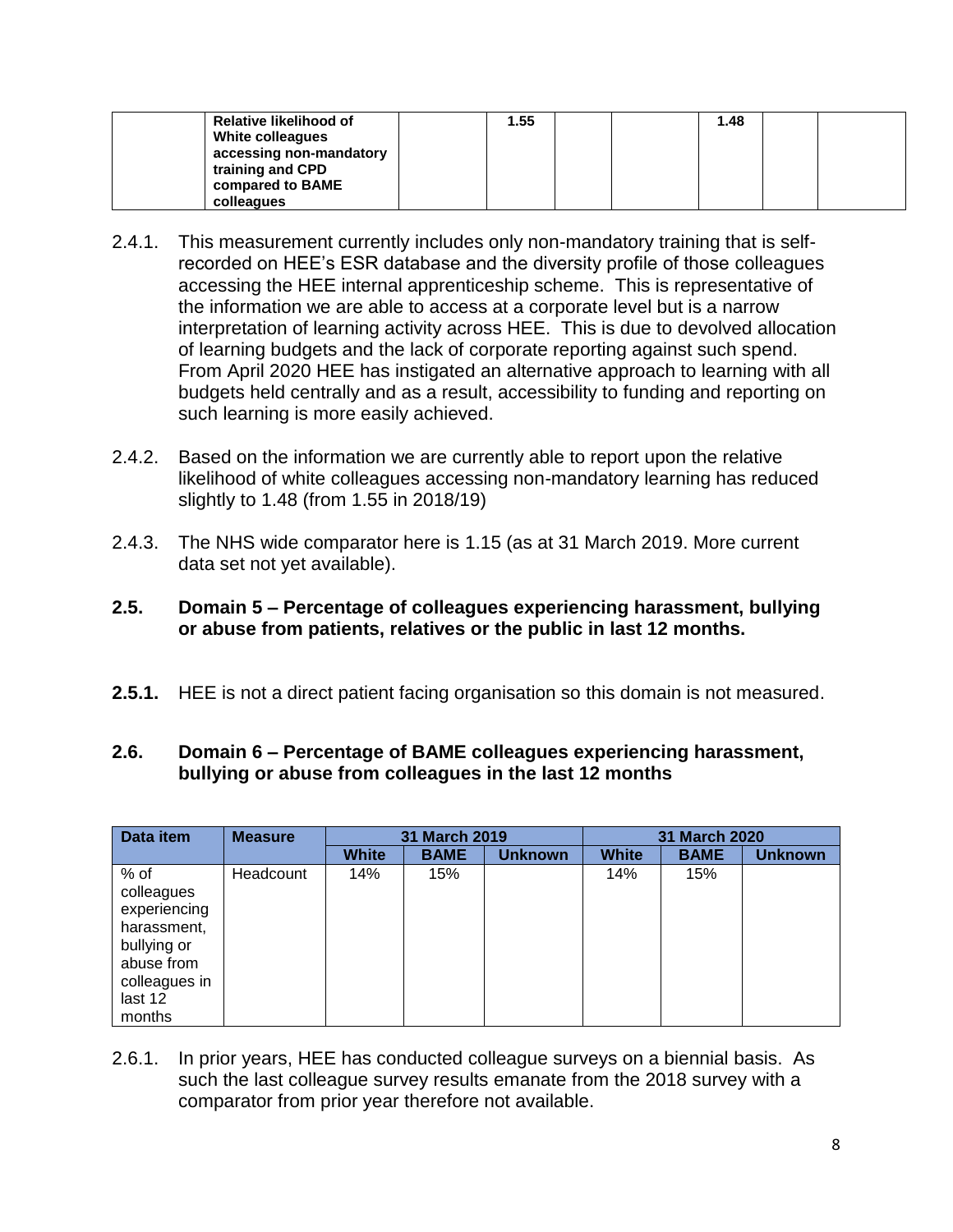| | Relative likelihood of White colleagues accessing non-mandatory training and CPD compared to BAME colleagues | | 1.55 | | | 1.48 | | |
|---|---|---|---|---|---|---|---|---|

2.4.1. This measurement currently includes only non-mandatory training that is self-recorded on HEE's ESR database and the diversity profile of those colleagues accessing the HEE internal apprenticeship scheme. This is representative of the information we are able to access at a corporate level but is a narrow interpretation of learning activity across HEE. This is due to devolved allocation of learning budgets and the lack of corporate reporting against such spend. From April 2020 HEE has instigated an alternative approach to learning with all budgets held centrally and as a result, accessibility to funding and reporting on such learning is more easily achieved.

2.4.2. Based on the information we are currently able to report upon the relative likelihood of white colleagues accessing non-mandatory learning has reduced slightly to 1.48 (from 1.55 in 2018/19)

2.4.3. The NHS wide comparator here is 1.15 (as at 31 March 2019. More current data set not yet available).

## 2.5. Domain 5 – Percentage of colleagues experiencing harassment, bullying or abuse from patients, relatives or the public in last 12 months.

**2.5.1.** HEE is not a direct patient facing organisation so this domain is not measured.

## 2.6. Domain 6 – Percentage of BAME colleagues experiencing harassment, bullying or abuse from colleagues in the last 12 months

| Data item | Measure | 31 March 2019 | | | 31 March 2020 | | |
|---|---|---|---|---|---|---|---|
| | | White | BAME | Unknown | White | BAME | Unknown |
| % of colleagues experiencing harassment, bullying or abuse from colleagues in last 12 months | Headcount | 14% | 15% | | 14% | 15% | |

2.6.1. In prior years, HEE has conducted colleague surveys on a biennial basis. As such the last colleague survey results emanate from the 2018 survey with a comparator from prior year therefore not available.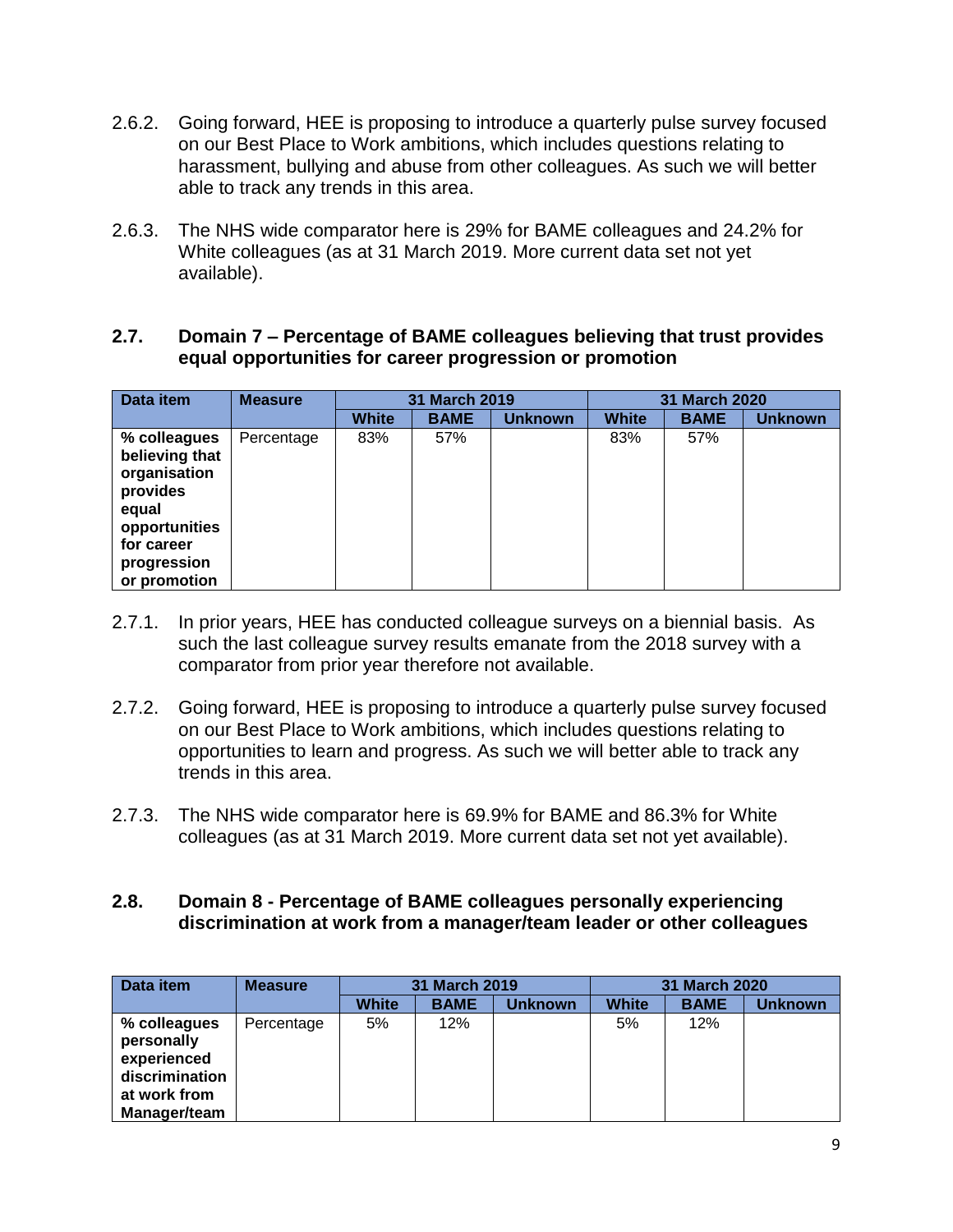2.6.2. Going forward, HEE is proposing to introduce a quarterly pulse survey focused on our Best Place to Work ambitions, which includes questions relating to harassment, bullying and abuse from other colleagues. As such we will better able to track any trends in this area.

2.6.3. The NHS wide comparator here is 29% for BAME colleagues and 24.2% for White colleagues (as at 31 March 2019. More current data set not yet available).

## 2.7. Domain 7 – Percentage of BAME colleagues believing that trust provides equal opportunities for career progression or promotion

| Data item | Measure | 31 March 2019 | | | 31 March 2020 | | |
|---|---|---|---|---|---|---|---|
| | | White | BAME | Unknown | White | BAME | Unknown |
| **% colleagues believing that organisation provides equal opportunities for career progression or promotion** | Percentage | 83% | 57% | | 83% | 57% | |

2.7.1. In prior years, HEE has conducted colleague surveys on a biennial basis. As such the last colleague survey results emanate from the 2018 survey with a comparator from prior year therefore not available.

2.7.2. Going forward, HEE is proposing to introduce a quarterly pulse survey focused on our Best Place to Work ambitions, which includes questions relating to opportunities to learn and progress. As such we will better able to track any trends in this area.

2.7.3. The NHS wide comparator here is 69.9% for BAME and 86.3% for White colleagues (as at 31 March 2019. More current data set not yet available).

## 2.8. Domain 8 - Percentage of BAME colleagues personally experiencing discrimination at work from a manager/team leader or other colleagues

| Data item | Measure | 31 March 2019 | | | 31 March 2020 | | |
|---|---|---|---|---|---|---|---|
| | | White | BAME | Unknown | White | BAME | Unknown |
| **% colleagues personally experienced discrimination at work from Manager/team** | Percentage | 5% | 12% | | 5% | 12% | |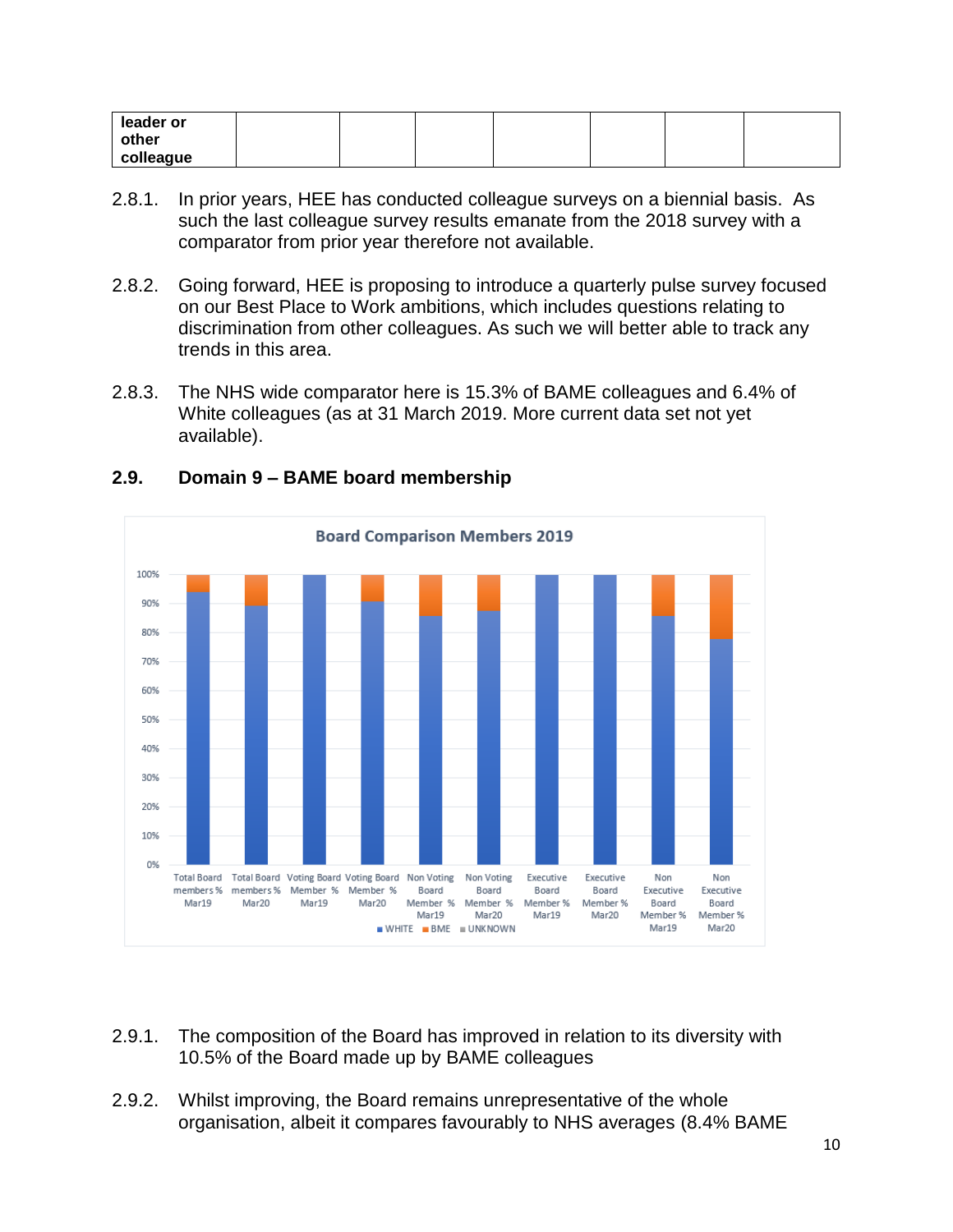| leader or other colleague | | | | | | | |
|---|---|---|---|---|---|---|---|

2.8.1. In prior years, HEE has conducted colleague surveys on a biennial basis. As such the last colleague survey results emanate from the 2018 survey with a comparator from prior year therefore not available.

2.8.2. Going forward, HEE is proposing to introduce a quarterly pulse survey focused on our Best Place to Work ambitions, which includes questions relating to discrimination from other colleagues. As such we will better able to track any trends in this area.

2.8.3. The NHS wide comparator here is 15.3% of BAME colleagues and 6.4% of White colleagues (as at 31 March 2019. More current data set not yet available).

## 2.9. Domain 9 – BAME board membership

**Board Comparison Members 2019**

(Stacked bar chart, 0%–100%; legend: WHITE, BME, UNKNOWN. Categories: Total Board members % Mar19; Total Board members % Mar20; Voting Board Member % Mar19; Voting Board Member % Mar20; Non Voting Board Member % Mar19; Non Voting Board Member % Mar20; Executive Board Member % Mar19; Executive Board Member % Mar20; Non Executive Board Member % Mar19; Non Executive Board Member % Mar20)

2.9.1. The composition of the Board has improved in relation to its diversity with 10.5% of the Board made up by BAME colleagues

2.9.2. Whilst improving, the Board remains unrepresentative of the whole organisation, albeit it compares favourably to NHS averages (8.4% BAME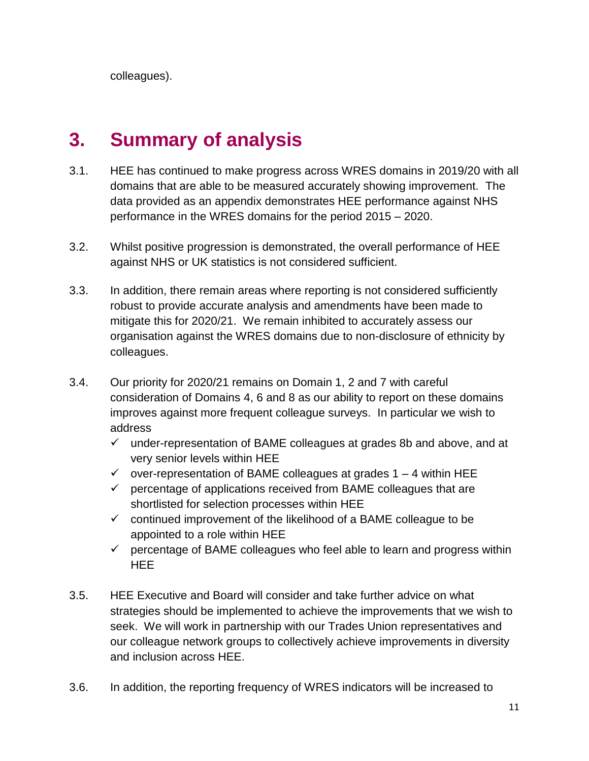colleagues).

# 3. Summary of analysis

3.1. HEE has continued to make progress across WRES domains in 2019/20 with all domains that are able to be measured accurately showing improvement. The data provided as an appendix demonstrates HEE performance against NHS performance in the WRES domains for the period 2015 – 2020.

3.2. Whilst positive progression is demonstrated, the overall performance of HEE against NHS or UK statistics is not considered sufficient.

3.3. In addition, there remain areas where reporting is not considered sufficiently robust to provide accurate analysis and amendments have been made to mitigate this for 2020/21. We remain inhibited to accurately assess our organisation against the WRES domains due to non-disclosure of ethnicity by colleagues.

3.4. Our priority for 2020/21 remains on Domain 1, 2 and 7 with careful consideration of Domains 4, 6 and 8 as our ability to report on these domains improves against more frequent colleague surveys. In particular we wish to address

- ✓ under-representation of BAME colleagues at grades 8b and above, and at very senior levels within HEE
- ✓ over-representation of BAME colleagues at grades 1 – 4 within HEE
- ✓ percentage of applications received from BAME colleagues that are shortlisted for selection processes within HEE
- ✓ continued improvement of the likelihood of a BAME colleague to be appointed to a role within HEE
- ✓ percentage of BAME colleagues who feel able to learn and progress within HEE

3.5. HEE Executive and Board will consider and take further advice on what strategies should be implemented to achieve the improvements that we wish to seek. We will work in partnership with our Trades Union representatives and our colleague network groups to collectively achieve improvements in diversity and inclusion across HEE.

3.6. In addition, the reporting frequency of WRES indicators will be increased to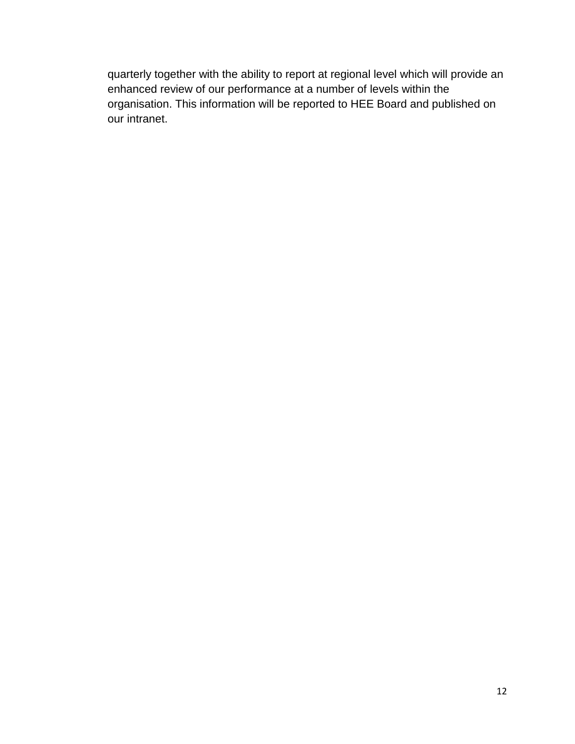quarterly together with the ability to report at regional level which will provide an enhanced review of our performance at a number of levels within the organisation. This information will be reported to HEE Board and published on our intranet.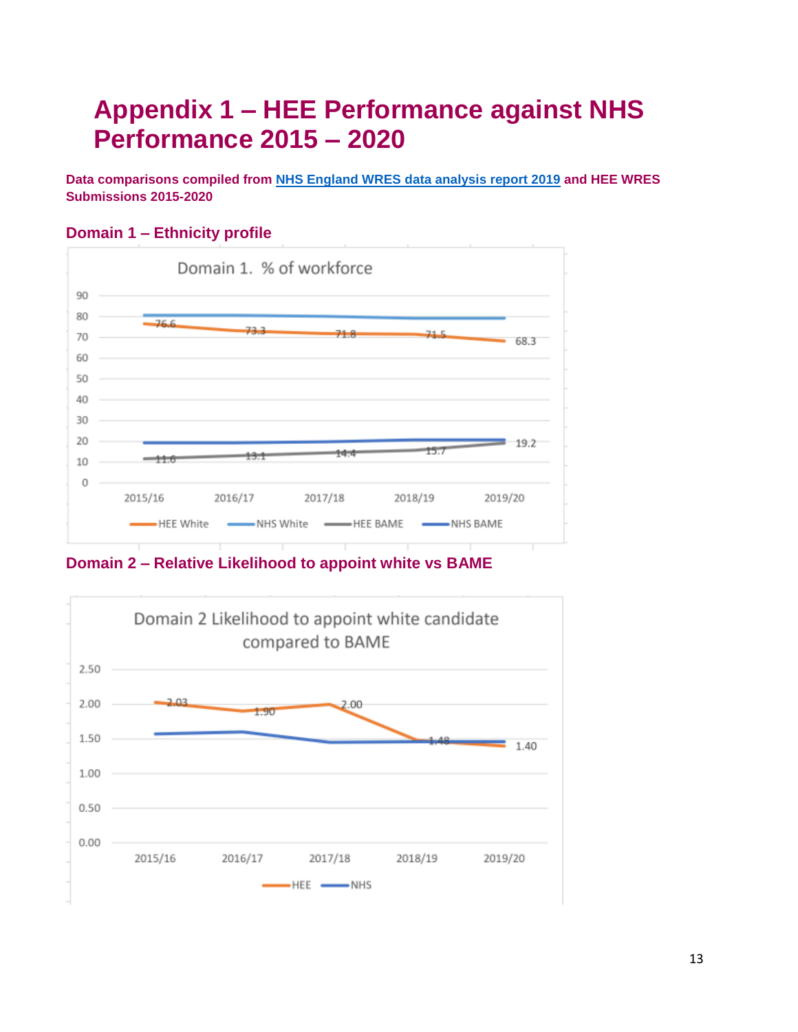# Appendix 1 – HEE Performance against NHS Performance 2015 – 2020

**Data comparisons compiled from [NHS England WRES data analysis report 2019] and HEE WRES Submissions 2015-2020**

## Domain 1 – Ethnicity profile

Domain 1. % of workforce

| | 2015/16 | 2016/17 | 2017/18 | 2018/19 | 2019/20 |
|---|---|---|---|---|---|
| HEE White | 76.6 | 73.3 | 71.8 | 71.5 | 68.3 |
| HEE BAME | 11.6 | 13.1 | 14.4 | 15.7 | 19.2 |

## Domain 2 – Relative Likelihood to appoint white vs BAME

Domain 2 Likelihood to appoint white candidate compared to BAME

| | 2015/16 | 2016/17 | 2017/18 | 2018/19 | 2019/20 |
|---|---|---|---|---|---|
| HEE | 2.03 | 1.90 | 2.00 | 1.48 | 1.40 |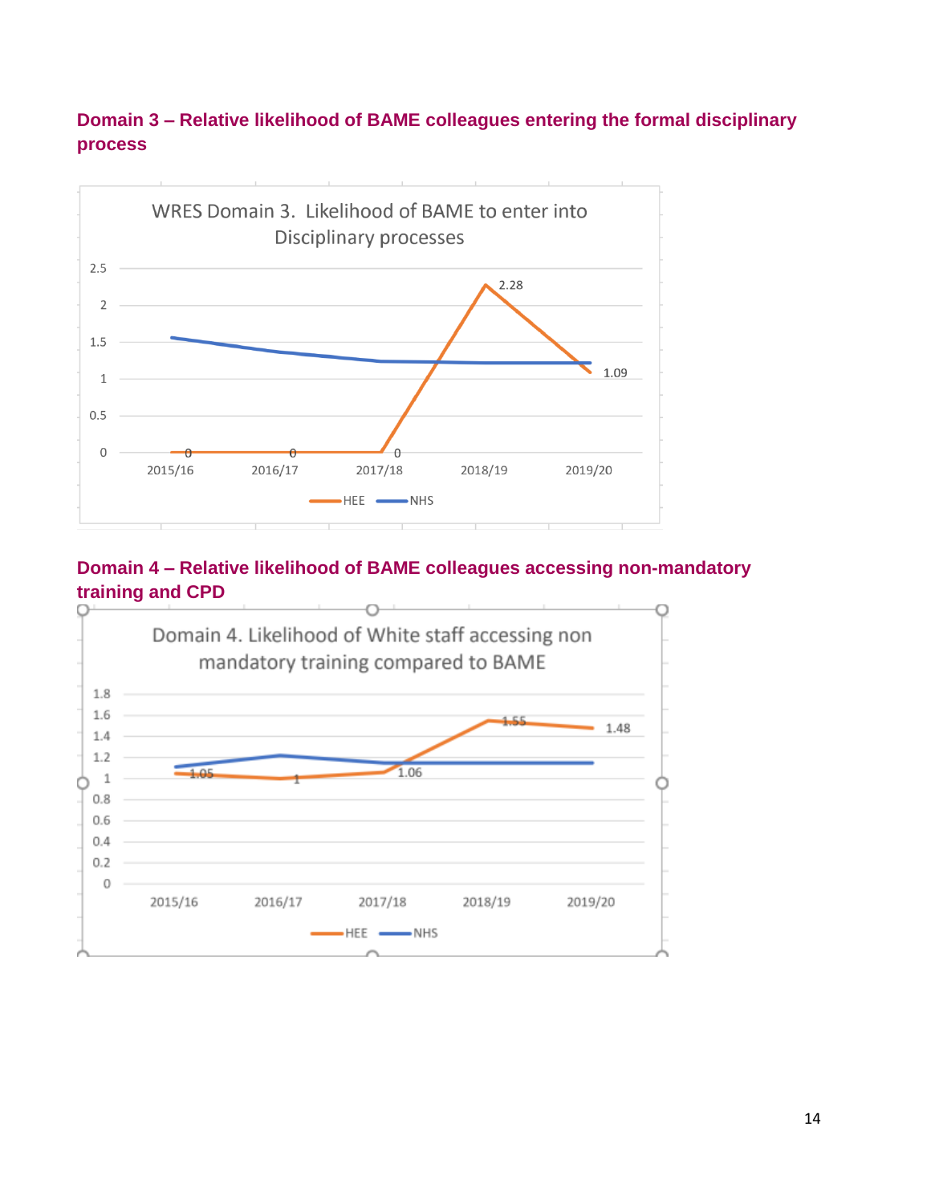### Domain 3 – Relative likelihood of BAME colleagues entering the formal disciplinary process

WRES Domain 3. Likelihood of BAME to enter into Disciplinary processes

| Year | HEE | NHS |
|---|---|---|
| 2015/16 | 0 | |
| 2016/17 | 0 | |
| 2017/18 | 0 | |
| 2018/19 | 2.28 | |
| 2019/20 | 1.09 | |

### Domain 4 – Relative likelihood of BAME colleagues accessing non-mandatory training and CPD

Domain 4. Likelihood of White staff accessing non mandatory training compared to BAME

| Year | HEE | NHS |
|---|---|---|
| 2015/16 | 1.05 | |
| 2016/17 | 1 | |
| 2017/18 | 1.06 | |
| 2018/19 | 1.55 | |
| 2019/20 | 1.48 | |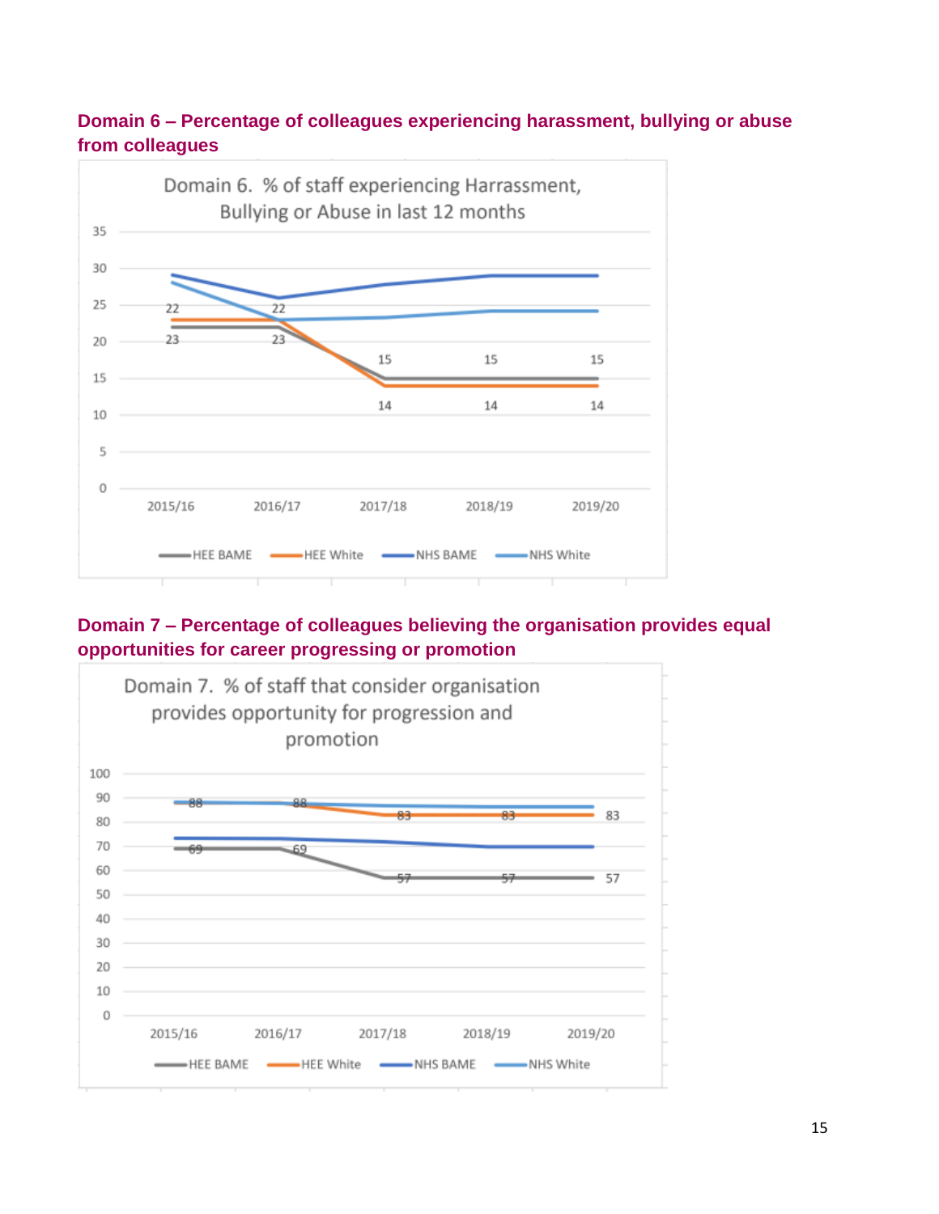### Domain 6 – Percentage of colleagues experiencing harassment, bullying or abuse from colleagues

Domain 6. % of staff experiencing Harrassment, Bullying or Abuse in last 12 months

| | 2015/16 | 2016/17 | 2017/18 | 2018/19 | 2019/20 |
|---|---|---|---|---|---|
| HEE BAME | 22 | 22 | 15 | 15 | 15 |
| HEE White | 23 | 23 | 14 | 14 | 14 |

### Domain 7 – Percentage of colleagues believing the organisation provides equal opportunities for career progressing or promotion

Domain 7. % of staff that consider organisation provides opportunity for progression and promotion

| | 2015/16 | 2016/17 | 2017/18 | 2018/19 | 2019/20 |
|---|---|---|---|---|---|
| HEE BAME | 69 | 69 | 57 | 57 | 57 |
| HEE White | 88 | 88 | 83 | 83 | 83 |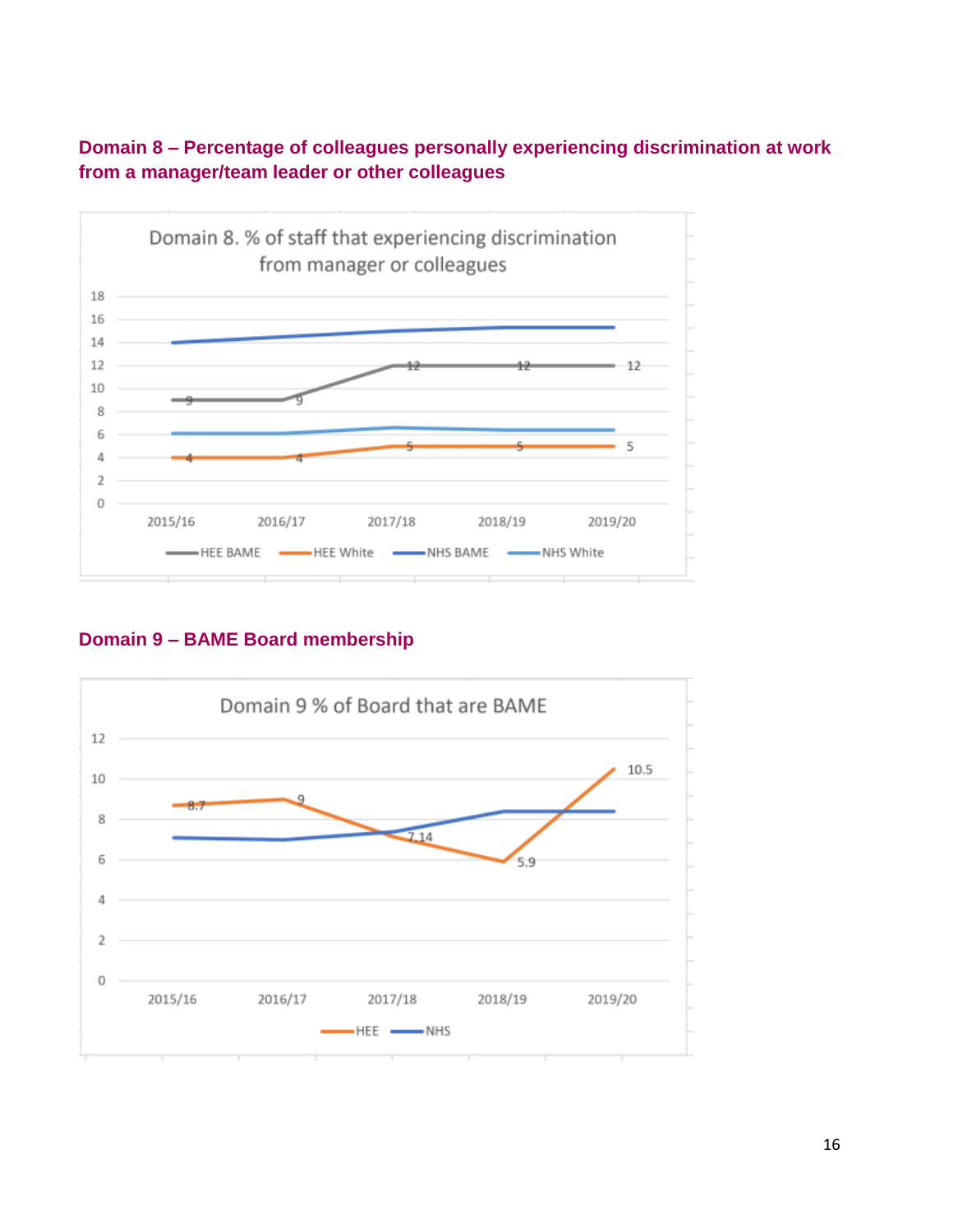### Domain 8 – Percentage of colleagues personally experiencing discrimination at work from a manager/team leader or other colleagues

Domain 8. % of staff that experiencing discrimination from manager or colleagues

18
16
14
12
10
8
6
4
2
0

2015/16 2016/17 2017/18 2018/19 2019/20

9 9 12 12 12

4 4 5 5 5

HEE BAME HEE White NHS BAME NHS White

### Domain 9 – BAME Board membership

Domain 9 % of Board that are BAME

12
10
8
6
4
2
0

2015/16 2016/17 2017/18 2018/19 2019/20

8.7 9 7.14 5.9 10.5

HEE NHS